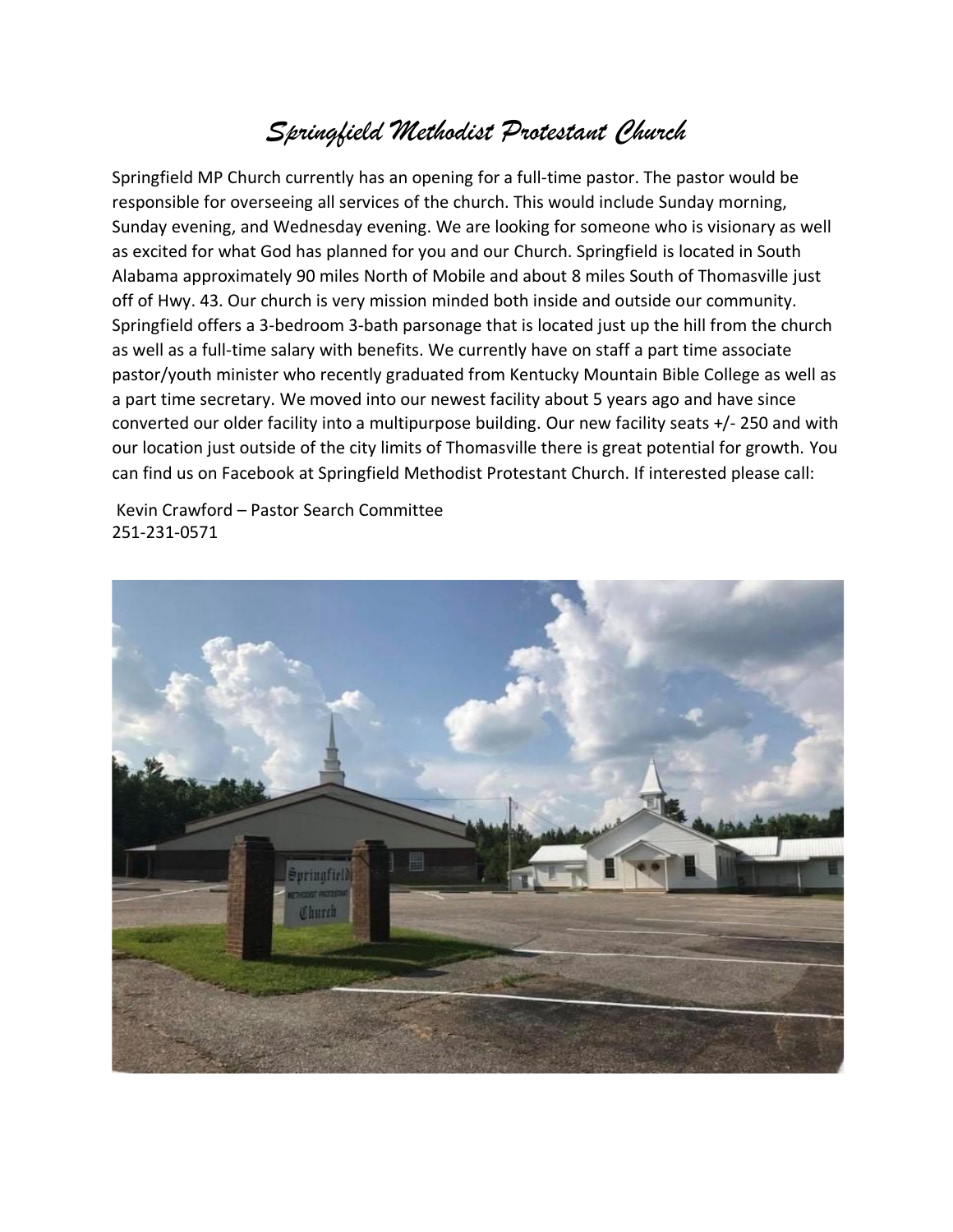# *Springfield Methodist Protestant Church*

Springfield MP Church currently has an opening for a full-time pastor. The pastor would be responsible for overseeing all services of the church. This would include Sunday morning, Sunday evening, and Wednesday evening. We are looking for someone who is visionary as well as excited for what God has planned for you and our Church. Springfield is located in South Alabama approximately 90 miles North of Mobile and about 8 miles South of Thomasville just off of Hwy. 43. Our church is very mission minded both inside and outside our community. Springfield offers a 3-bedroom 3-bath parsonage that is located just up the hill from the church as well as a full-time salary with benefits. We currently have on staff a part time associate pastor/youth minister who recently graduated from Kentucky Mountain Bible College as well as a part time secretary. We moved into our newest facility about 5 years ago and have since converted our older facility into a multipurpose building. Our new facility seats +/- 250 and with our location just outside of the city limits of Thomasville there is great potential for growth. You can find us on Facebook at Springfield Methodist Protestant Church. If interested please call:

Kevin Crawford – Pastor Search Committee
251-231-0571